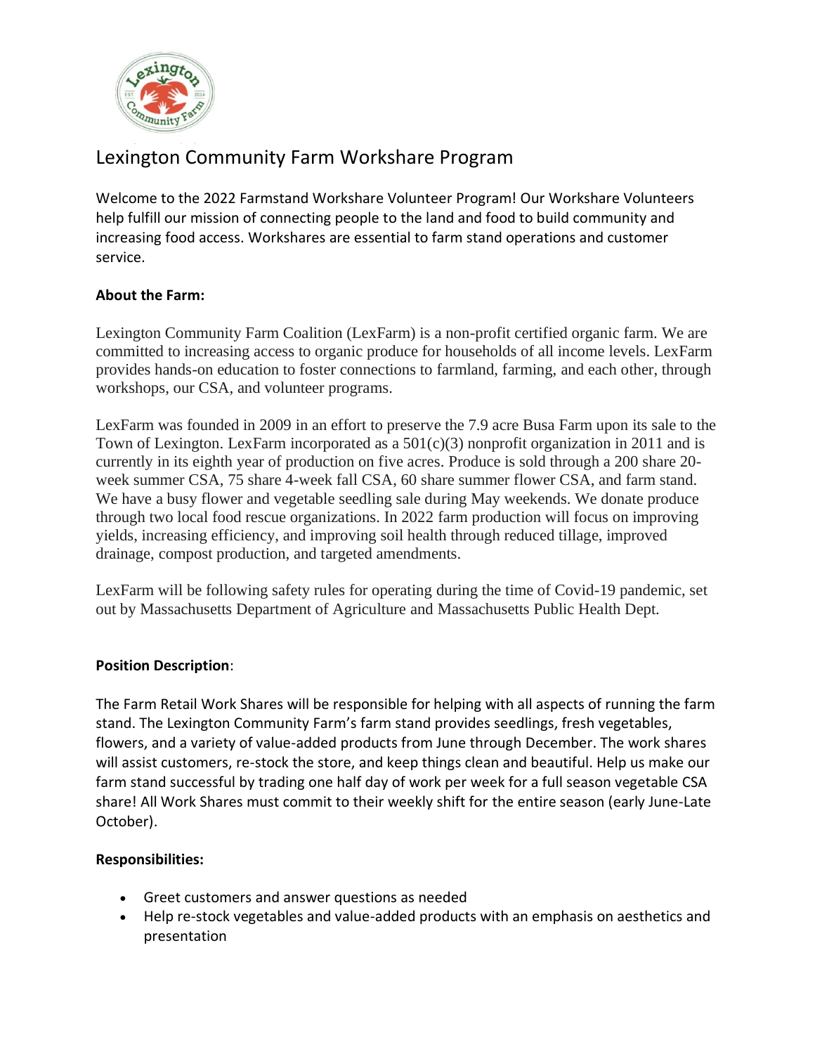# Lexington Community Farm Workshare Program

Welcome to the 2022 Farmstand Workshare Volunteer Program! Our Workshare Volunteers help fulfill our mission of connecting people to the land and food to build community and increasing food access. Workshares are essential to farm stand operations and customer service.

**About the Farm:**

Lexington Community Farm Coalition (LexFarm) is a non-profit certified organic farm. We are committed to increasing access to organic produce for households of all income levels. LexFarm provides hands-on education to foster connections to farmland, farming, and each other, through workshops, our CSA, and volunteer programs.

LexFarm was founded in 2009 in an effort to preserve the 7.9 acre Busa Farm upon its sale to the Town of Lexington. LexFarm incorporated as a 501(c)(3) nonprofit organization in 2011 and is currently in its eighth year of production on five acres. Produce is sold through a 200 share 20-week summer CSA, 75 share 4-week fall CSA, 60 share summer flower CSA, and farm stand. We have a busy flower and vegetable seedling sale during May weekends. We donate produce through two local food rescue organizations. In 2022 farm production will focus on improving yields, increasing efficiency, and improving soil health through reduced tillage, improved drainage, compost production, and targeted amendments.

LexFarm will be following safety rules for operating during the time of Covid-19 pandemic, set out by Massachusetts Department of Agriculture and Massachusetts Public Health Dept.

**Position Description**:

The Farm Retail Work Shares will be responsible for helping with all aspects of running the farm stand. The Lexington Community Farm's farm stand provides seedlings, fresh vegetables, flowers, and a variety of value-added products from June through December. The work shares will assist customers, re-stock the store, and keep things clean and beautiful. Help us make our farm stand successful by trading one half day of work per week for a full season vegetable CSA share! All Work Shares must commit to their weekly shift for the entire season (early June-Late October).

**Responsibilities:**

- Greet customers and answer questions as needed
- Help re-stock vegetables and value-added products with an emphasis on aesthetics and presentation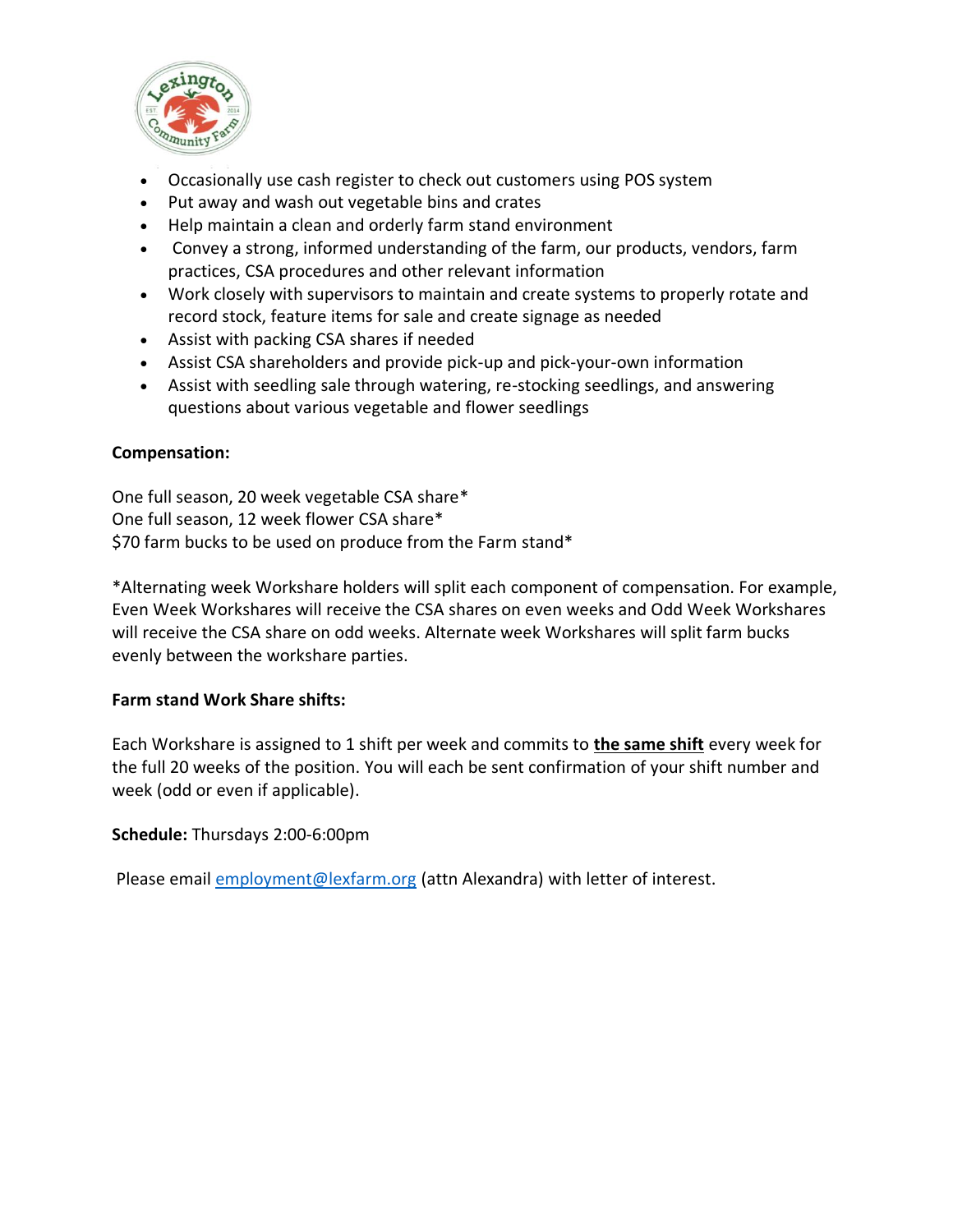- Occasionally use cash register to check out customers using POS system
- Put away and wash out vegetable bins and crates
- Help maintain a clean and orderly farm stand environment
- Convey a strong, informed understanding of the farm, our products, vendors, farm practices, CSA procedures and other relevant information
- Work closely with supervisors to maintain and create systems to properly rotate and record stock, feature items for sale and create signage as needed
- Assist with packing CSA shares if needed
- Assist CSA shareholders and provide pick-up and pick-your-own information
- Assist with seedling sale through watering, re-stocking seedlings, and answering questions about various vegetable and flower seedlings

**Compensation:**

One full season, 20 week vegetable CSA share*
One full season, 12 week flower CSA share*
$70 farm bucks to be used on produce from the Farm stand*

*Alternating week Workshare holders will split each component of compensation. For example, Even Week Workshares will receive the CSA shares on even weeks and Odd Week Workshares will receive the CSA share on odd weeks. Alternate week Workshares will split farm bucks evenly between the workshare parties.

**Farm stand Work Share shifts:**

Each Workshare is assigned to 1 shift per week and commits to **the same shift** every week for the full 20 weeks of the position. You will each be sent confirmation of your shift number and week (odd or even if applicable).

**Schedule:** Thursdays 2:00-6:00pm

Please email employment@lexfarm.org (attn Alexandra) with letter of interest.